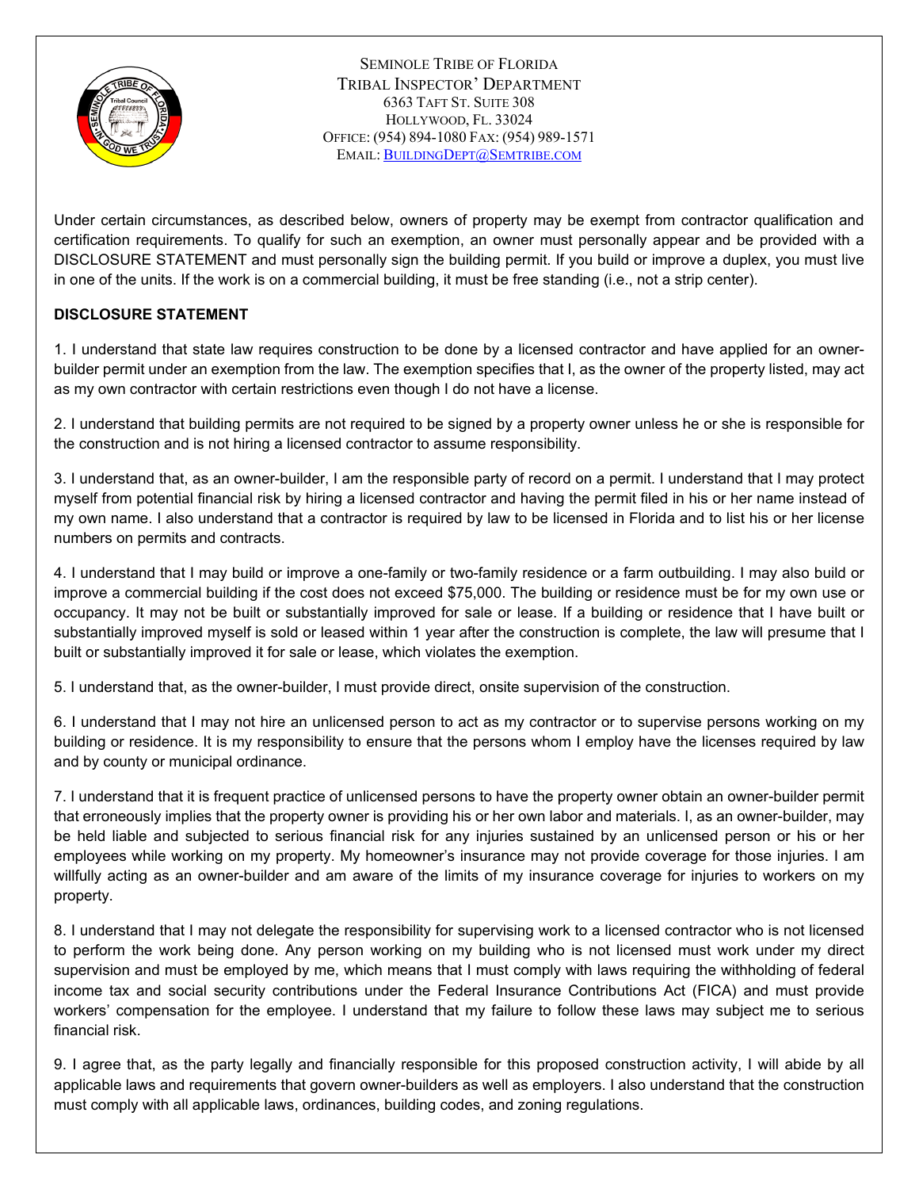SEMINOLE TRIBE OF FLORIDA
TRIBAL INSPECTOR' DEPARTMENT
6363 TAFT ST. SUITE 308
HOLLYWOOD, FL. 33024
OFFICE: (954) 894-1080 FAX: (954) 989-1571
EMAIL: BUILDINGDEPT@SEMTRIBE.COM

Under certain circumstances, as described below, owners of property may be exempt from contractor qualification and certification requirements. To qualify for such an exemption, an owner must personally appear and be provided with a DISCLOSURE STATEMENT and must personally sign the building permit. If you build or improve a duplex, you must live in one of the units. If the work is on a commercial building, it must be free standing (i.e., not a strip center).

**DISCLOSURE STATEMENT**

1. I understand that state law requires construction to be done by a licensed contractor and have applied for an owner-builder permit under an exemption from the law. The exemption specifies that I, as the owner of the property listed, may act as my own contractor with certain restrictions even though I do not have a license.

2. I understand that building permits are not required to be signed by a property owner unless he or she is responsible for the construction and is not hiring a licensed contractor to assume responsibility.

3. I understand that, as an owner-builder, I am the responsible party of record on a permit. I understand that I may protect myself from potential financial risk by hiring a licensed contractor and having the permit filed in his or her name instead of my own name. I also understand that a contractor is required by law to be licensed in Florida and to list his or her license numbers on permits and contracts.

4. I understand that I may build or improve a one-family or two-family residence or a farm outbuilding. I may also build or improve a commercial building if the cost does not exceed $75,000. The building or residence must be for my own use or occupancy. It may not be built or substantially improved for sale or lease. If a building or residence that I have built or substantially improved myself is sold or leased within 1 year after the construction is complete, the law will presume that I built or substantially improved it for sale or lease, which violates the exemption.

5. I understand that, as the owner-builder, I must provide direct, onsite supervision of the construction.

6. I understand that I may not hire an unlicensed person to act as my contractor or to supervise persons working on my building or residence. It is my responsibility to ensure that the persons whom I employ have the licenses required by law and by county or municipal ordinance.

7. I understand that it is frequent practice of unlicensed persons to have the property owner obtain an owner-builder permit that erroneously implies that the property owner is providing his or her own labor and materials. I, as an owner-builder, may be held liable and subjected to serious financial risk for any injuries sustained by an unlicensed person or his or her employees while working on my property. My homeowner's insurance may not provide coverage for those injuries. I am willfully acting as an owner-builder and am aware of the limits of my insurance coverage for injuries to workers on my property.

8. I understand that I may not delegate the responsibility for supervising work to a licensed contractor who is not licensed to perform the work being done. Any person working on my building who is not licensed must work under my direct supervision and must be employed by me, which means that I must comply with laws requiring the withholding of federal income tax and social security contributions under the Federal Insurance Contributions Act (FICA) and must provide workers' compensation for the employee. I understand that my failure to follow these laws may subject me to serious financial risk.

9. I agree that, as the party legally and financially responsible for this proposed construction activity, I will abide by all applicable laws and requirements that govern owner-builders as well as employers. I also understand that the construction must comply with all applicable laws, ordinances, building codes, and zoning regulations.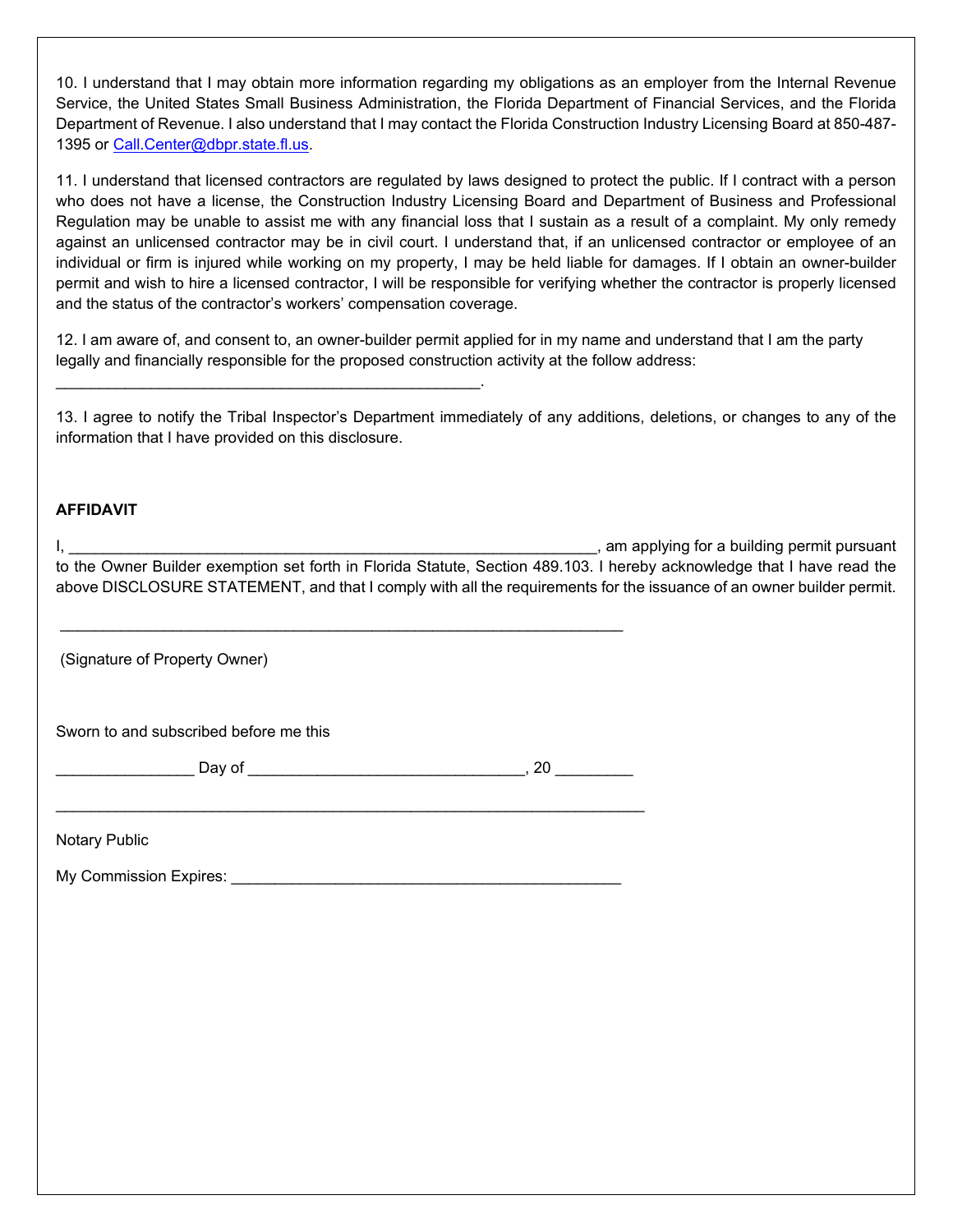10. I understand that I may obtain more information regarding my obligations as an employer from the Internal Revenue Service, the United States Small Business Administration, the Florida Department of Financial Services, and the Florida Department of Revenue. I also understand that I may contact the Florida Construction Industry Licensing Board at 850-487-1395 or Call.Center@dbpr.state.fl.us.

11. I understand that licensed contractors are regulated by laws designed to protect the public. If I contract with a person who does not have a license, the Construction Industry Licensing Board and Department of Business and Professional Regulation may be unable to assist me with any financial loss that I sustain as a result of a complaint. My only remedy against an unlicensed contractor may be in civil court. I understand that, if an unlicensed contractor or employee of an individual or firm is injured while working on my property, I may be held liable for damages. If I obtain an owner-builder permit and wish to hire a licensed contractor, I will be responsible for verifying whether the contractor is properly licensed and the status of the contractor's workers' compensation coverage.

12. I am aware of, and consent to, an owner-builder permit applied for in my name and understand that I am the party legally and financially responsible for the proposed construction activity at the follow address: ________________________________________________.

13. I agree to notify the Tribal Inspector's Department immediately of any additions, deletions, or changes to any of the information that I have provided on this disclosure.

**AFFIDAVIT**

I, ______________________________________________________________, am applying for a building permit pursuant to the Owner Builder exemption set forth in Florida Statute, Section 489.103. I hereby acknowledge that I have read the above DISCLOSURE STATEMENT, and that I comply with all the requirements for the issuance of an owner builder permit.

_________________________________________________________________

(Signature of Property Owner)

Sworn to and subscribed before me this

_______________ Day of ______________________________, 20 _________

_________________________________________________________________

Notary Public

My Commission Expires: ___________________________________________